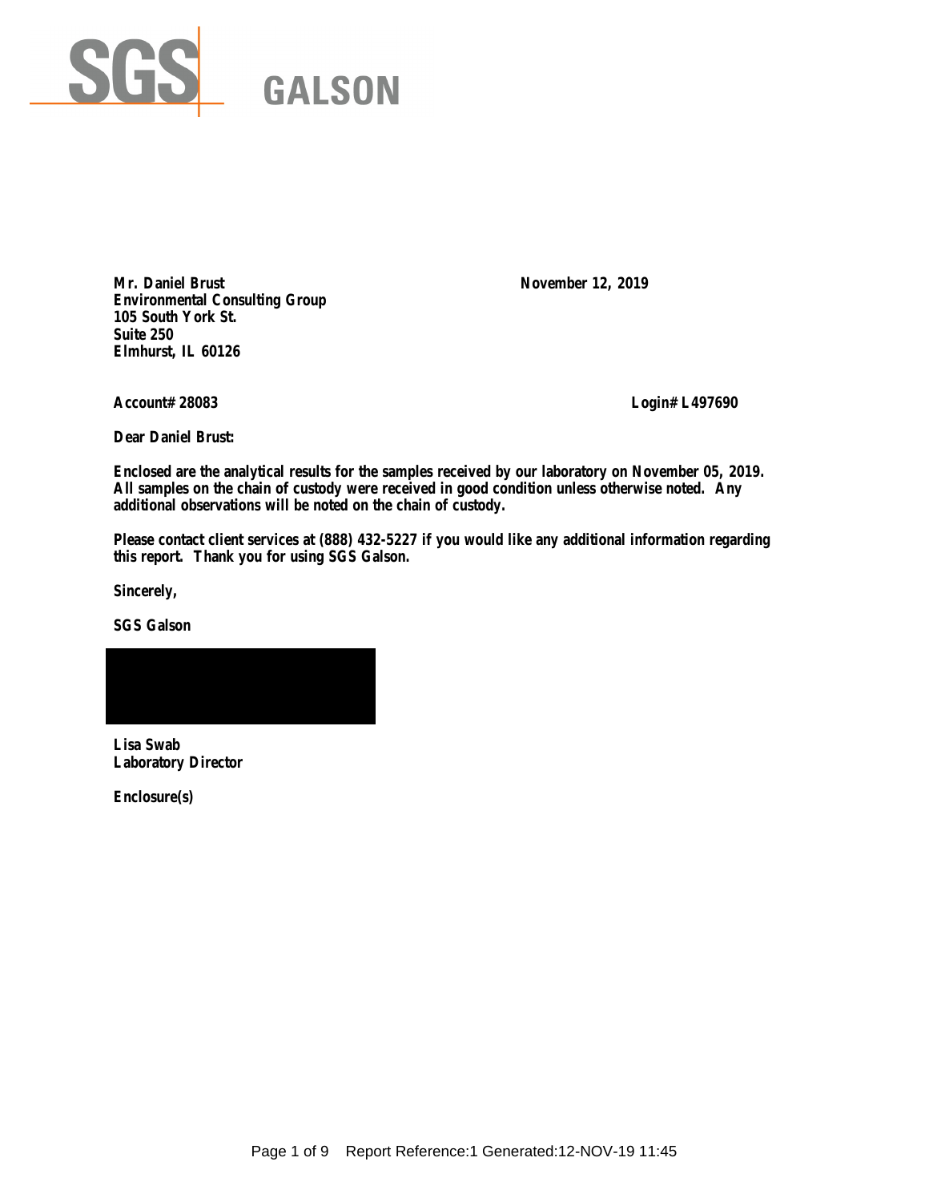**SGS GALSON**

**Mr. Daniel Brust**
**Environmental Consulting Group**
**105 South York St.**
**Suite 250**
**Elmhurst, IL 60126**

**November 12, 2019**

**Account# 28083**

**Login# L497690**

**Dear Daniel Brust:**

**Enclosed are the analytical results for the samples received by our laboratory on November 05, 2019. All samples on the chain of custody were received in good condition unless otherwise noted. Any additional observations will be noted on the chain of custody.**

**Please contact client services at (888) 432-5227 if you would like any additional information regarding this report. Thank you for using SGS Galson.**

**Sincerely,**

**SGS Galson**

**Lisa Swab**
**Laboratory Director**

**Enclosure(s)**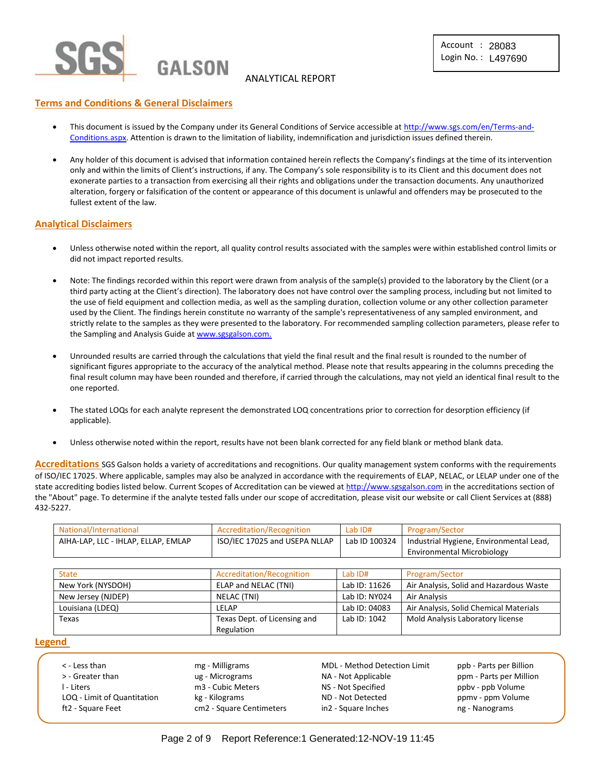SGS GALSON

ANALYTICAL REPORT

Account : 28083
Login No. : L497690

## Terms and Conditions & General Disclaimers

- This document is issued by the Company under its General Conditions of Service accessible at http://www.sgs.com/en/Terms-and-Conditions.aspx. Attention is drawn to the limitation of liability, indemnification and jurisdiction issues defined therein.
- Any holder of this document is advised that information contained herein reflects the Company's findings at the time of its intervention only and within the limits of Client's instructions, if any. The Company's sole responsibility is to its Client and this document does not exonerate parties to a transaction from exercising all their rights and obligations under the transaction documents. Any unauthorized alteration, forgery or falsification of the content or appearance of this document is unlawful and offenders may be prosecuted to the fullest extent of the law.

## Analytical Disclaimers

- Unless otherwise noted within the report, all quality control results associated with the samples were within established control limits or did not impact reported results.
- Note: The findings recorded within this report were drawn from analysis of the sample(s) provided to the laboratory by the Client (or a third party acting at the Client's direction). The laboratory does not have control over the sampling process, including but not limited to the use of field equipment and collection media, as well as the sampling duration, collection volume or any other collection parameter used by the Client. The findings herein constitute no warranty of the sample's representativeness of any sampled environment, and strictly relate to the samples as they were presented to the laboratory. For recommended sampling collection parameters, please refer to the Sampling and Analysis Guide at www.sgsgalson.com.
- Unrounded results are carried through the calculations that yield the final result and the final result is rounded to the number of significant figures appropriate to the accuracy of the analytical method. Please note that results appearing in the columns preceding the final result column may have been rounded and therefore, if carried through the calculations, may not yield an identical final result to the one reported.
- The stated LOQs for each analyte represent the demonstrated LOQ concentrations prior to correction for desorption efficiency (if applicable).
- Unless otherwise noted within the report, results have not been blank corrected for any field blank or method blank data.

**Accreditations** SGS Galson holds a variety of accreditations and recognitions. Our quality management system conforms with the requirements of ISO/IEC 17025. Where applicable, samples may also be analyzed in accordance with the requirements of ELAP, NELAC, or LELAP under one of the state accrediting bodies listed below. Current Scopes of Accreditation can be viewed at http://www.sgsgalson.com in the accreditations section of the "About" page. To determine if the analyte tested falls under our scope of accreditation, please visit our website or call Client Services at (888) 432-5227.

| National/International | Accreditation/Recognition | Lab ID# | Program/Sector |
|---|---|---|---|
| AIHA-LAP, LLC - IHLAP, ELLAP, EMLAP | ISO/IEC 17025 and USEPA NLLAP | Lab ID 100324 | Industrial Hygiene, Environmental Lead, Environmental Microbiology |

| State | Accreditation/Recognition | Lab ID# | Program/Sector |
|---|---|---|---|
| New York (NYSDOH) | ELAP and NELAC (TNI) | Lab ID: 11626 | Air Analysis, Solid and Hazardous Waste |
| New Jersey (NJDEP) | NELAC (TNI) | Lab ID: NY024 | Air Analysis |
| Louisiana (LDEQ) | LELAP | Lab ID: 04083 | Air Analysis, Solid Chemical Materials |
| Texas | Texas Dept. of Licensing and Regulation | Lab ID: 1042 | Mold Analysis Laboratory license |

## Legend

| | | | |
|---|---|---|---|
| < - Less than | mg - Milligrams | MDL - Method Detection Limit | ppb - Parts per Billion |
| > - Greater than | ug - Micrograms | NA - Not Applicable | ppm - Parts per Million |
| l - Liters | m3 - Cubic Meters | NS - Not Specified | ppbv - ppb Volume |
| LOQ - Limit of Quantitation | kg - Kilograms | ND - Not Detected | ppmv - ppm Volume |
| ft2 - Square Feet | cm2 - Square Centimeters | in2 - Square Inches | ng - Nanograms |

Report Reference:1 Generated:12-NOV-19 11:45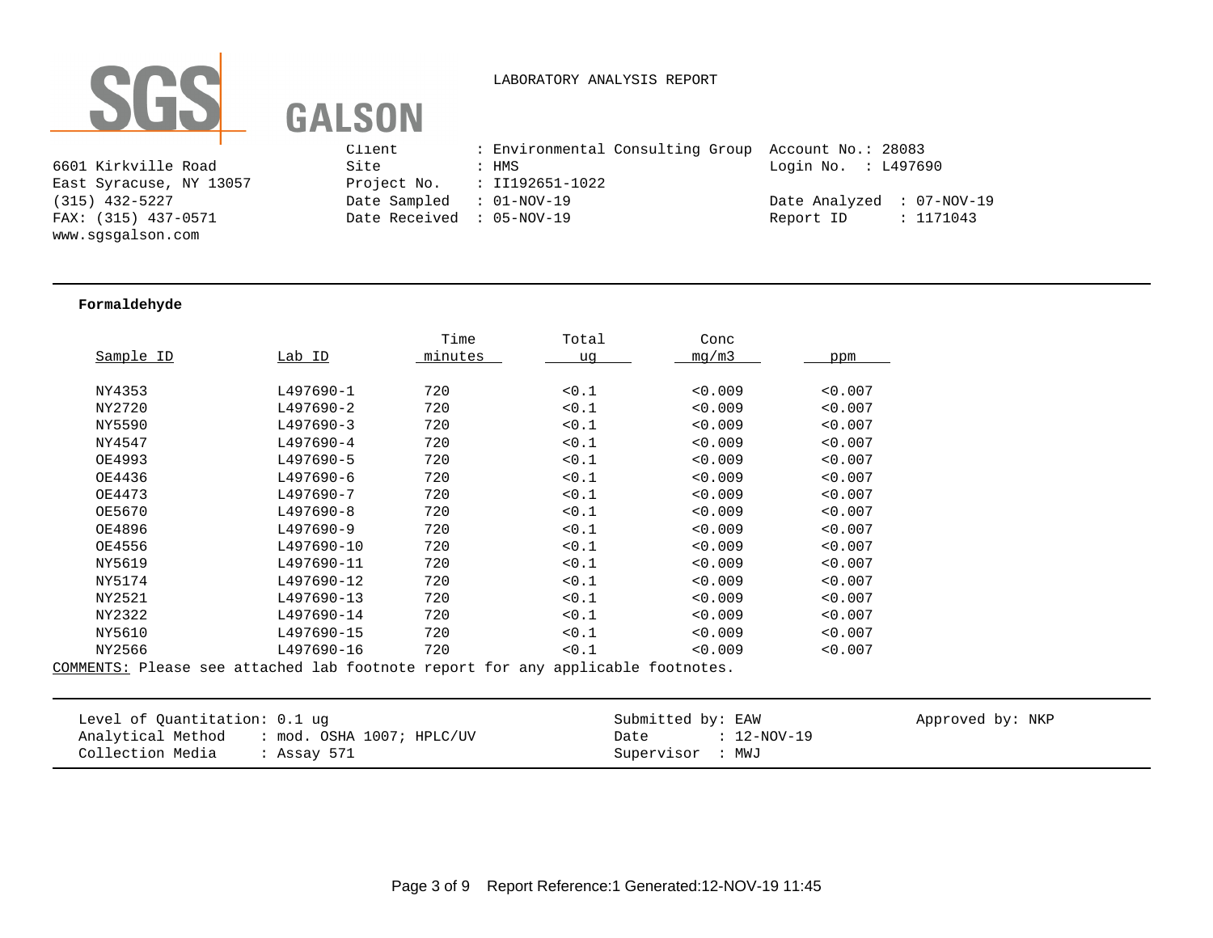SGS GALSON

LABORATORY ANALYSIS REPORT

6601 Kirkville Road
East Syracuse, NY 13057
(315) 432-5227
FAX: (315) 437-0571
www.sgsgalson.com

Client : Environmental Consulting Group
Site : HMS
Project No. : II192651-1022
Date Sampled : 01-NOV-19
Date Received : 05-NOV-19

Account No.: 28083
Login No. : L497690
Date Analyzed : 07-NOV-19
Report ID : 1171043

**Formaldehyde**

| Sample ID | Lab ID | Time minutes | Total ug | Conc mg/m3 | ppm |
|---|---|---|---|---|---|
| NY4353 | L497690-1 | 720 | <0.1 | <0.009 | <0.007 |
| NY2720 | L497690-2 | 720 | <0.1 | <0.009 | <0.007 |
| NY5590 | L497690-3 | 720 | <0.1 | <0.009 | <0.007 |
| NY4547 | L497690-4 | 720 | <0.1 | <0.009 | <0.007 |
| OE4993 | L497690-5 | 720 | <0.1 | <0.009 | <0.007 |
| OE4436 | L497690-6 | 720 | <0.1 | <0.009 | <0.007 |
| OE4473 | L497690-7 | 720 | <0.1 | <0.009 | <0.007 |
| OE5670 | L497690-8 | 720 | <0.1 | <0.009 | <0.007 |
| OE4896 | L497690-9 | 720 | <0.1 | <0.009 | <0.007 |
| OE4556 | L497690-10 | 720 | <0.1 | <0.009 | <0.007 |
| NY5619 | L497690-11 | 720 | <0.1 | <0.009 | <0.007 |
| NY5174 | L497690-12 | 720 | <0.1 | <0.009 | <0.007 |
| NY2521 | L497690-13 | 720 | <0.1 | <0.009 | <0.007 |
| NY2322 | L497690-14 | 720 | <0.1 | <0.009 | <0.007 |
| NY5610 | L497690-15 | 720 | <0.1 | <0.009 | <0.007 |
| NY2566 | L497690-16 | 720 | <0.1 | <0.009 | <0.007 |

COMMENTS: Please see attached lab footnote report for any applicable footnotes.

Level of Quantitation: 0.1 ug
Analytical Method : mod. OSHA 1007; HPLC/UV
Collection Media : Assay 571

Submitted by: EAW
Date : 12-NOV-19
Supervisor : MWJ

Approved by: NKP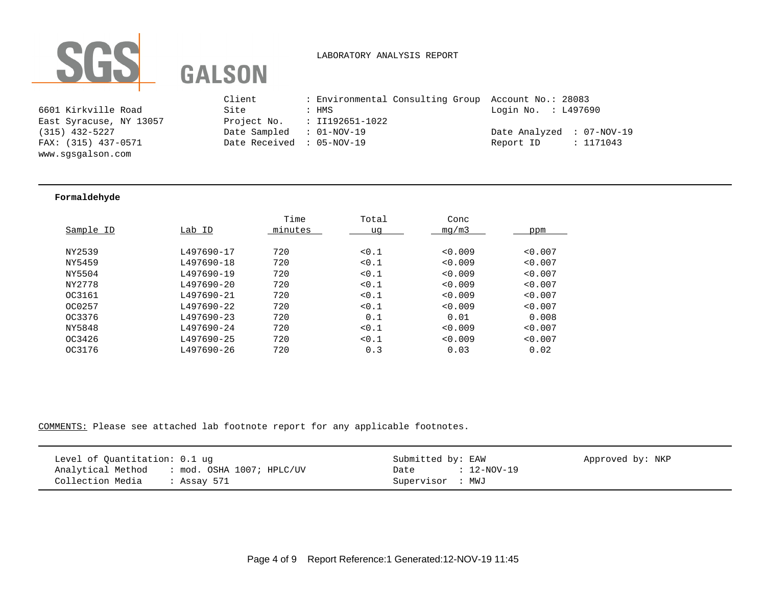SGS GALSON

LABORATORY ANALYSIS REPORT

6601 Kirkville Road
East Syracuse, NY 13057
(315) 432-5227
FAX: (315) 437-0571
www.sgsgalson.com

| | | | |
|---|---|---|---|
| Client | : Environmental Consulting Group | Account No. | : 28083 |
| Site | : HMS | Login No. | : L497690 |
| Project No. | : II192651-1022 | | |
| Date Sampled | : 01-NOV-19 | Date Analyzed | : 07-NOV-19 |
| Date Received | : 05-NOV-19 | Report ID | : 1171043 |

---

**Formaldehyde**

| Sample ID | Lab ID | Time minutes | Total ug | Conc mg/m3 | ppm |
|---|---|---|---|---|---|
| NY2539 | L497690-17 | 720 | <0.1 | <0.009 | <0.007 |
| NY5459 | L497690-18 | 720 | <0.1 | <0.009 | <0.007 |
| NY5504 | L497690-19 | 720 | <0.1 | <0.009 | <0.007 |
| NY2778 | L497690-20 | 720 | <0.1 | <0.009 | <0.007 |
| OC3161 | L497690-21 | 720 | <0.1 | <0.009 | <0.007 |
| OC0257 | L497690-22 | 720 | <0.1 | <0.009 | <0.007 |
| OC3376 | L497690-23 | 720 | 0.1 | 0.01 | 0.008 |
| NY5848 | L497690-24 | 720 | <0.1 | <0.009 | <0.007 |
| OC3426 | L497690-25 | 720 | <0.1 | <0.009 | <0.007 |
| OC3176 | L497690-26 | 720 | 0.3 | 0.03 | 0.02 |

COMMENTS: Please see attached lab footnote report for any applicable footnotes.

---

| | | | |
|---|---|---|---|
| Level of Quantitation: 0.1 ug | | Submitted by: EAW | Approved by: NKP |
| Analytical Method | : mod. OSHA 1007; HPLC/UV | Date : 12-NOV-19 | |
| Collection Media | : Assay 571 | Supervisor : MWJ | |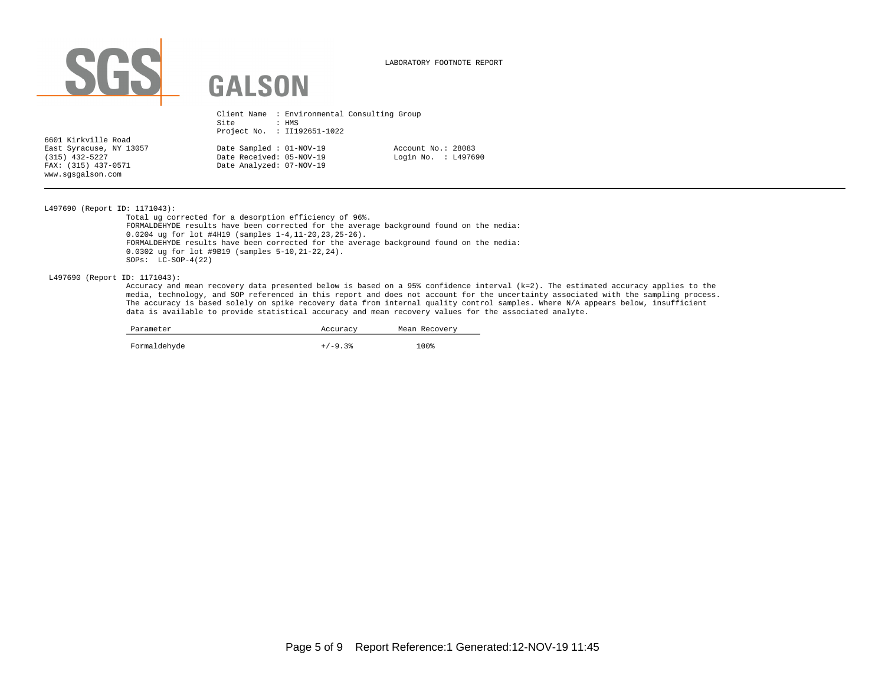SGS GALSON

LABORATORY FOOTNOTE REPORT

6601 Kirkville Road
East Syracuse, NY 13057
(315) 432-5227
FAX: (315) 437-0571
www.sgsgalson.com

Client Name : Environmental Consulting Group
Site : HMS
Project No. : II192651-1022

Date Sampled : 01-NOV-19
Date Received: 05-NOV-19
Date Analyzed: 07-NOV-19

Account No.: 28083
Login No. : L497690

---

L497690 (Report ID: 1171043):

Total ug corrected for a desorption efficiency of 96%.
FORMALDEHYDE results have been corrected for the average background found on the media:
0.0204 ug for lot #4H19 (samples 1-4,11-20,23,25-26).
FORMALDEHYDE results have been corrected for the average background found on the media:
0.0302 ug for lot #9B19 (samples 5-10,21-22,24).
SOPs: LC-SOP-4(22)

L497690 (Report ID: 1171043):

Accuracy and mean recovery data presented below is based on a 95% confidence interval (k=2). The estimated accuracy applies to the media, technology, and SOP referenced in this report and does not account for the uncertainty associated with the sampling process. The accuracy is based solely on spike recovery data from internal quality control samples. Where N/A appears below, insufficient data is available to provide statistical accuracy and mean recovery values for the associated analyte.

| Parameter | Accuracy | Mean Recovery |
|---|---|---|
| Formaldehyde | +/-9.3% | 100% |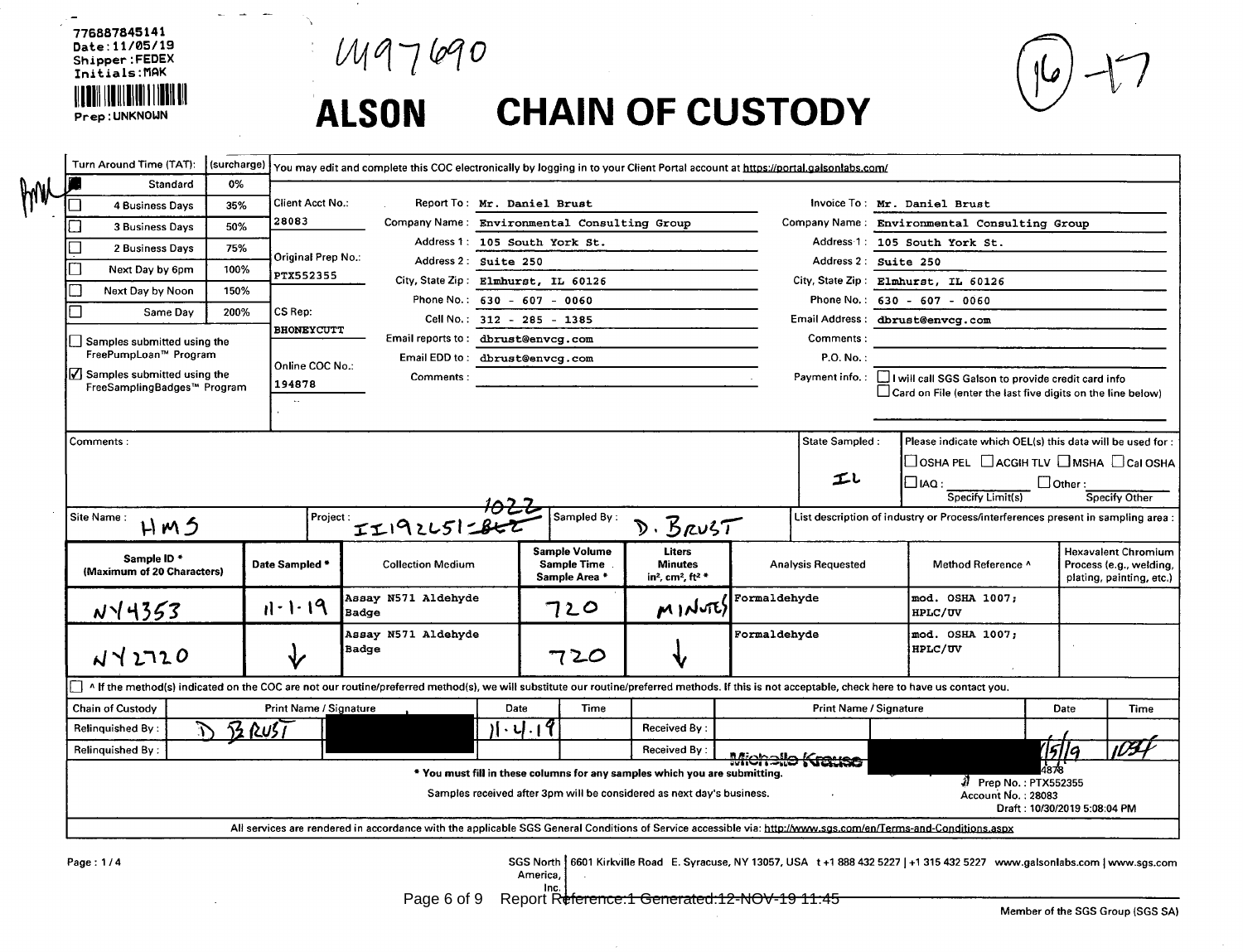776887845141
Date:11/05/19
Shipper:FEDEX
Initials:MAK

Prep:UNKNOWN

U497690

(16)-17

# ALSON CHAIN OF CUSTODY

| Turn Around Time (TAT): | (surcharge) |
|---|---|
| ■ Standard | 0% |
| ☐ 4 Business Days | 35% |
| ☐ 3 Business Days | 50% |
| ☐ 2 Business Days | 75% |
| ☐ Next Day by 6pm | 100% |
| ☐ Next Day by Noon | 150% |
| ☐ Same Day | 200% |

☐ Samples submitted using the FreePumpLoan™ Program

☑ Samples submitted using the FreeSamplingBadges™ Program

You may edit and complete this COC electronically by logging in to your Client Portal account at https://portal.galsonlabs.com/

Client Acct No.: 28083

Original Prep No.: PTX552355

CS Rep: BHONEYCUTT

Online COC No.: 194878

Report To: Mr. Daniel Brust
Company Name: Environmental Consulting Group
Address 1: 105 South York St.
Address 2: Suite 250
City, State Zip: Elmhurst, IL 60126
Phone No.: 630 - 607 - 0060
Cell No.: 312 - 285 - 1385
Email reports to: dbrust@envcg.com
Email EDD to: dbrust@envcg.com
Comments:

Invoice To: Mr. Daniel Brust
Company Name: Environmental Consulting Group
Address 1: 105 South York St.
Address 2: Suite 250
City, State Zip: Elmhurst, IL 60126
Phone No.: 630 - 607 - 0060
Email Address: dbrust@envcg.com
Comments:
P.O. No.:
Payment info.: ☐ I will call SGS Galson to provide credit card info
☐ Card on File (enter the last five digits on the line below)

Comments:

State Sampled: IL

Please indicate which OEL(s) this data will be used for: ☐ OSHA PEL ☐ ACGIH TLV ☐ MSHA ☐ Cal OSHA ☐ IAQ: ______ (Specify Limit(s)) ☐ Other: ______ (Specify Other)

Site Name: HMS

Project: II192L51-~~862~~ 1022

Sampled By: D. BRUST

List description of industry or Process/interferences present in sampling area:

| Sample ID * (Maximum of 20 Characters) | Date Sampled * | Collection Medium | Sample Volume Sample Time Sample Area * | Liters Minutes in², cm², ft² * | Analysis Requested | Method Reference ^ | Hexavalent Chromium Process (e.g., welding, plating, painting, etc.) |
|---|---|---|---|---|---|---|---|
| NY4353 | 11-1-19 | Assay N571 Aldehyde Badge | 720 | MINUTES | Formaldehyde | mod. OSHA 1007; HPLC/UV | |
| NY2720 | ↓ | Assay N571 Aldehyde Badge | 720 | ↓ | Formaldehyde | mod. OSHA 1007; HPLC/UV | |

☐ ^ If the method(s) indicated on the COC are not our routine/preferred method(s), we will substitute our routine/preferred methods. If this is not acceptable, check here to have us contact you.

| Chain of Custody | Print Name / Signature | | Date | Time | | Print Name / Signature | | Date | Time |
|---|---|---|---|---|---|---|---|---|---|
| Relinquished By: | D BRUST | [redacted] | 11-4-19 | | Received By: | | | | |
| Relinquished By: | | | | | Received By: | Michelle Krause | [redacted] | 11/5/19 | 1034 |

\* You must fill in these columns for any samples which you are submitting.

Samples received after 3pm will be considered as next day's business.

4878
Prep No.: PTX552355
Account No.: 28083
Draft: 10/30/2019 5:08:04 PM

All services are rendered in accordance with the applicable SGS General Conditions of Service accessible via: http://www.sgs.com/en/Terms-and-Conditions.aspx

Page: 1/4

SGS North America, Inc. | 6601 Kirkville Road E. Syracuse, NY 13057, USA t +1 888 432 5227 | +1 315 432 5227 www.galsonlabs.com | www.sgs.com

Member of the SGS Group (SGS SA)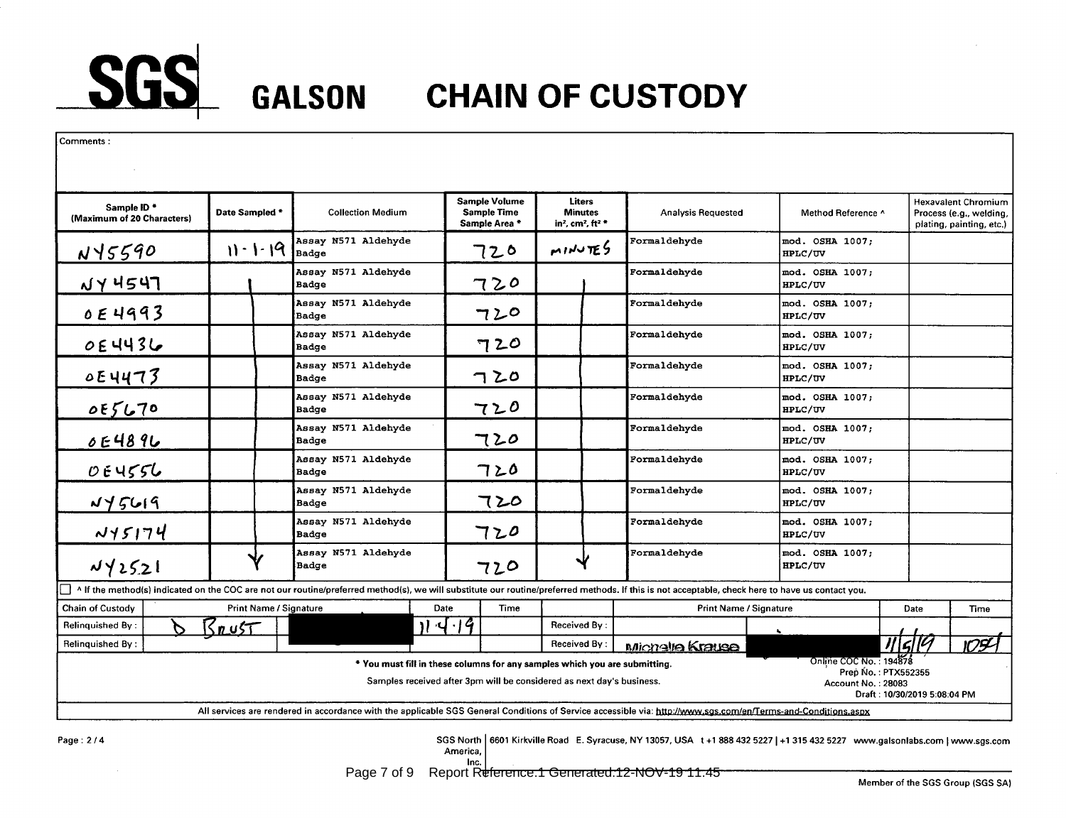# SGS GALSON CHAIN OF CUSTODY

Comments :

| Sample ID * (Maximum of 20 Characters) | Date Sampled * | Collection Medium | Sample Volume Sample Time Sample Area * | Liters Minutes $in^2$, $cm^2$, $ft^2$ * | Analysis Requested | Method Reference ^ | Hexavalent Chromium Process (e.g., welding, plating, painting, etc.) |
|---|---|---|---|---|---|---|---|
| NY5590 | 11-1-19 | Assay N571 Aldehyde Badge | 720 | MINUTES | Formaldehyde | mod. OSHA 1007; HPLC/UV | |
| NY4547 | ↓ | Assay N571 Aldehyde Badge | 720 | ↓ | Formaldehyde | mod. OSHA 1007; HPLC/UV | |
| OE4993 | ↓ | Assay N571 Aldehyde Badge | 720 | ↓ | Formaldehyde | mod. OSHA 1007; HPLC/UV | |
| OE4436 | ↓ | Assay N571 Aldehyde Badge | 720 | ↓ | Formaldehyde | mod. OSHA 1007; HPLC/UV | |
| OE4473 | ↓ | Assay N571 Aldehyde Badge | 720 | ↓ | Formaldehyde | mod. OSHA 1007; HPLC/UV | |
| OE5670 | ↓ | Assay N571 Aldehyde Badge | 720 | ↓ | Formaldehyde | mod. OSHA 1007; HPLC/UV | |
| OE4896 | ↓ | Assay N571 Aldehyde Badge | 720 | ↓ | Formaldehyde | mod. OSHA 1007; HPLC/UV | |
| OE4556 | ↓ | Assay N571 Aldehyde Badge | 720 | ↓ | Formaldehyde | mod. OSHA 1007; HPLC/UV | |
| NY5619 | ↓ | Assay N571 Aldehyde Badge | 720 | ↓ | Formaldehyde | mod. OSHA 1007; HPLC/UV | |
| NY5174 | ↓ | Assay N571 Aldehyde Badge | 720 | ↓ | Formaldehyde | mod. OSHA 1007; HPLC/UV | |
| NY2521 | ↓ | Assay N571 Aldehyde Badge | 720 | ↓ | Formaldehyde | mod. OSHA 1007; HPLC/UV | |

☐ ^ If the method(s) indicated on the COC are not our routine/preferred method(s), we will substitute our routine/preferred methods. If this is not acceptable, check here to have us contact you.

| Chain of Custody | Print Name / Signature | Date | Time | | Print Name / Signature | Date | Time |
|---|---|---|---|---|---|---|---|
| Relinquished By : | D Brust [redacted] | 11-4-19 | | Received By : | | | |
| Relinquished By : | | | | Received By : | Michelle Krause [redacted] | 11/5/19 | 1054 |

\* You must fill in these columns for any samples which you are submitting.

Samples received after 3pm will be considered as next day's business.

Online COC No. : 194878
Prep No. : PTX552355
Account No. : 28083
Draft : 10/30/2019 5:08:04 PM

All services are rendered in accordance with the applicable SGS General Conditions of Service accessible via: http://www.sgs.com/en/Terms-and-Conditions.aspx

Page : 2 / 4

SGS North America, Inc. | 6601 Kirkville Road E. Syracuse, NY 13057, USA t +1 888 432 5227 | +1 315 432 5227 www.galsonlabs.com | www.sgs.com

Member of the SGS Group (SGS SA)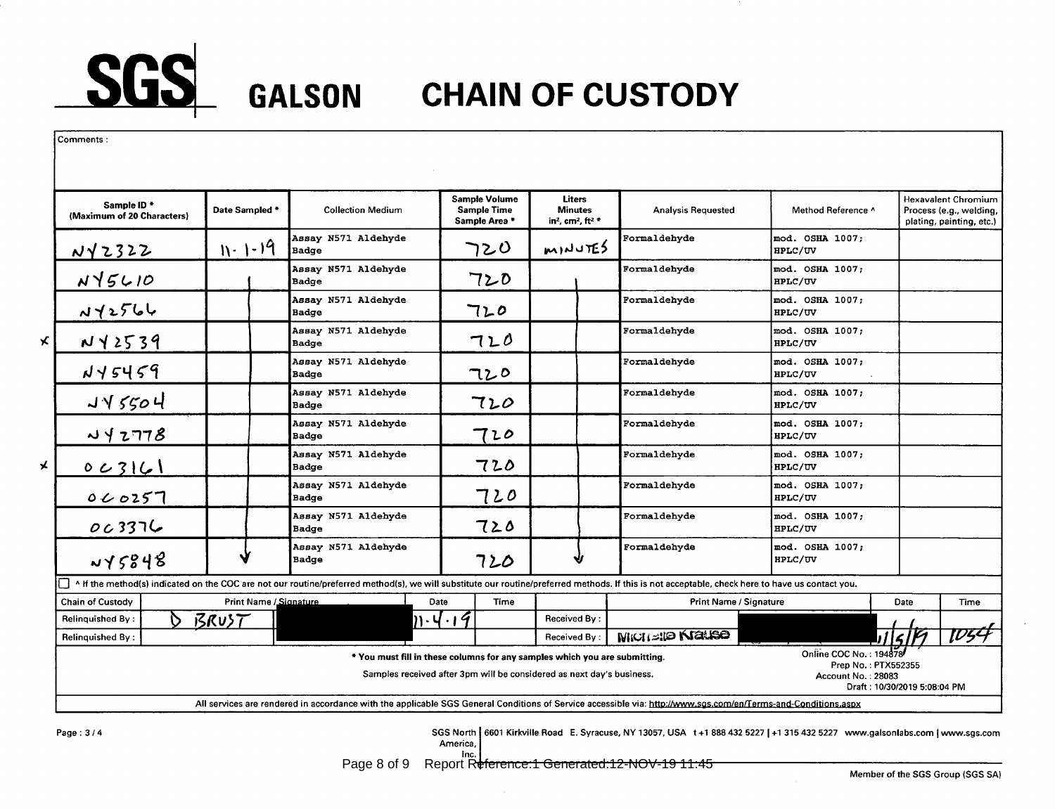# SGS GALSON CHAIN OF CUSTODY

Comments :

| | Sample ID * (Maximum of 20 Characters) | Date Sampled * | Collection Medium | Sample Volume Sample Time Sample Area * | Liters Minutes in², cm², ft² * | Analysis Requested | Method Reference ^ | Hexavalent Chromium Process (e.g., welding, plating, painting, etc.) |
|---|---|---|---|---|---|---|---|---|
| | NY2322 | 11-1-19 | Assay N571 Aldehyde Badge | 720 | MINUTES | Formaldehyde | mod. OSHA 1007; HPLC/UV | |
| | NY5610 | ↓ | Assay N571 Aldehyde Badge | 720 | ↓ | Formaldehyde | mod. OSHA 1007; HPLC/UV | |
| | NY2566 | | Assay N571 Aldehyde Badge | 720 | | Formaldehyde | mod. OSHA 1007; HPLC/UV | |
| x | NY2539 | | Assay N571 Aldehyde Badge | 720 | | Formaldehyde | mod. OSHA 1007; HPLC/UV | |
| | NY5459 | | Assay N571 Aldehyde Badge | 720 | | Formaldehyde | mod. OSHA 1007; HPLC/UV | |
| | NY5504 | | Assay N571 Aldehyde Badge | 720 | | Formaldehyde | mod. OSHA 1007; HPLC/UV | |
| | NY2778 | | Assay N571 Aldehyde Badge | 720 | | Formaldehyde | mod. OSHA 1007; HPLC/UV | |
| x | OC3161 | | Assay N571 Aldehyde Badge | 720 | | Formaldehyde | mod. OSHA 1007; HPLC/UV | |
| | OC0257 | | Assay N571 Aldehyde Badge | 720 | | Formaldehyde | mod. OSHA 1007; HPLC/UV | |
| | OC3376 | | Assay N571 Aldehyde Badge | 720 | | Formaldehyde | mod. OSHA 1007; HPLC/UV | |
| | NY5848 | ↓ | Assay N571 Aldehyde Badge | 720 | ↓ | Formaldehyde | mod. OSHA 1007; HPLC/UV | |

☐ ^ If the method(s) indicated on the COC are not our routine/preferred method(s), we will substitute our routine/preferred methods. If this is not acceptable, check here to have us contact you.

| Chain of Custody | Print Name / Signature | Date | Time | | Print Name / Signature | Date | Time |
|---|---|---|---|---|---|---|---|
| Relinquished By : | D BRUST [redacted] | 11-4-19 | | Received By : | | | |
| Relinquished By : | | | | Received By : | Michelle Krause [redacted] | 11/5/19 | 1054 |

\* You must fill in these columns for any samples which you are submitting.

Samples received after 3pm will be considered as next day's business.

Online COC No. : 194878
Prep No. : PTX552355
Account No. : 28083
Draft : 10/30/2019 5:08:04 PM

All services are rendered in accordance with the applicable SGS General Conditions of Service accessible via: http://www.sgs.com/en/Terms-and-Conditions.aspx

Page : 3 / 4

SGS North America, Inc. | 6601 Kirkville Road E. Syracuse, NY 13057, USA t +1 888 432 5227 | +1 315 432 5227 www.galsonlabs.com | www.sgs.com

Report Reference:1 Generated:12-NOV-19 11:45

Member of the SGS Group (SGS SA)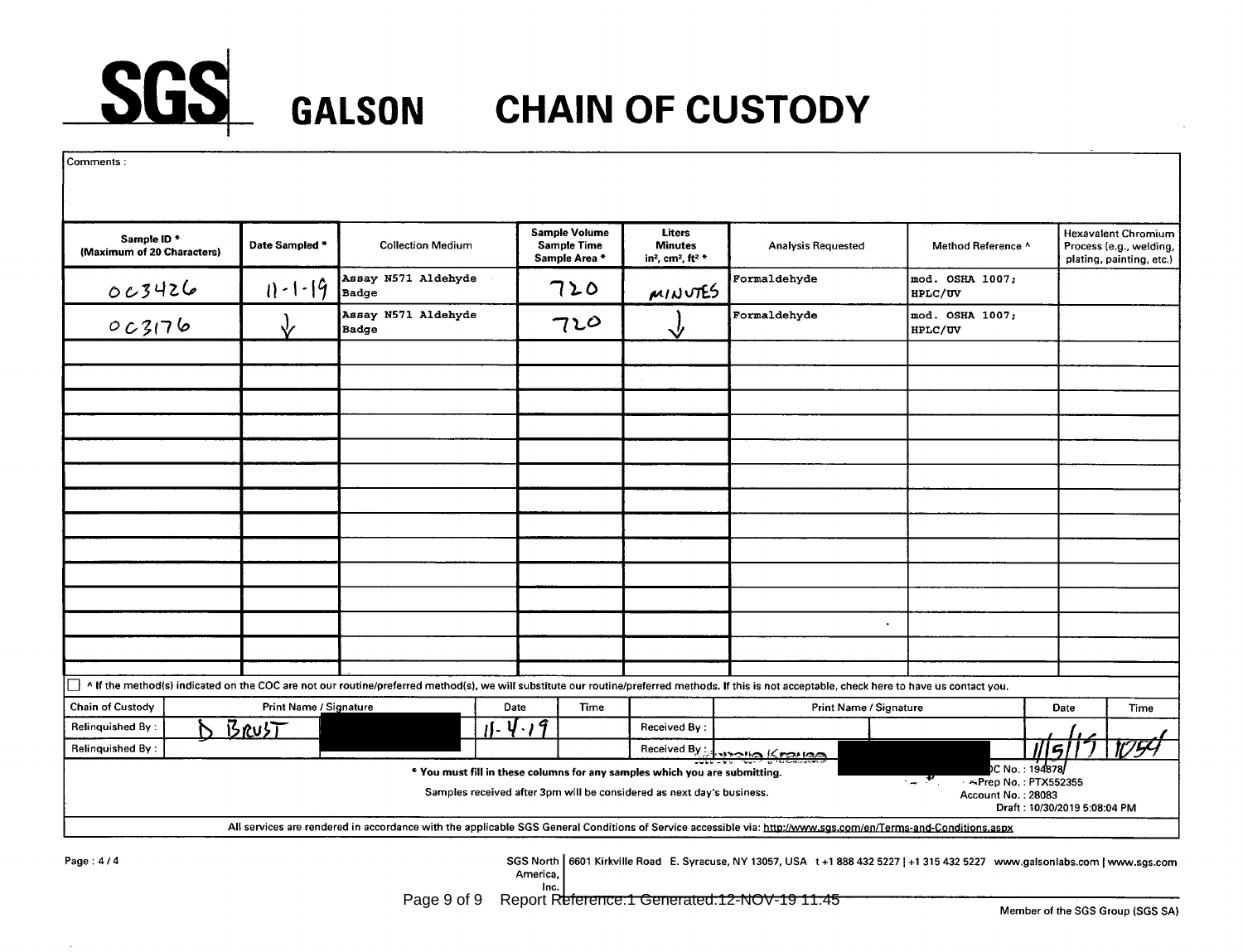# SGS GALSON CHAIN OF CUSTODY

Comments :

| Sample ID * (Maximum of 20 Characters) | Date Sampled * | Collection Medium | Sample Volume Sample Time Sample Area * | Liters Minutes in², cm², ft² * | Analysis Requested | Method Reference ^ | Hexavalent Chromium Process (e.g., welding, plating, painting, etc.) |
|---|---|---|---|---|---|---|---|
| OC3426 | 11-1-19 | Assay N571 Aldehyde Badge | 720 | MINUTES | Formaldehyde | mod. OSHA 1007; HPLC/UV | |
| OC3176 | ↓ | Assay N571 Aldehyde Badge | 720 | ↓ | Formaldehyde | mod. OSHA 1007; HPLC/UV | |
| | | | | | | | |
| | | | | | | | |
| | | | | | | | |
| | | | | | | | |
| | | | | | | | |
| | | | | | | | |
| | | | | | | | |
| | | | | | | | |
| | | | | | | | |
| | | | | | | | |
| | | | | | | | |
| | | | | | | | |

☐ ^ If the method(s) indicated on the COC are not our routine/preferred method(s), we will substitute our routine/preferred methods. If this is not acceptable, check here to have us contact you.

| Chain of Custody | Print Name / Signature | Date | Time | | Print Name / Signature | Date | Time |
|---|---|---|---|---|---|---|---|
| Relinquished By : | D BRUST | 11-4-19 | | Received By : | | | |
| Relinquished By : | | | | Received By : | Krause | 11/5/19 | 1054 |

\* You must fill in these columns for any samples which you are submitting.

Samples received after 3pm will be considered as next day's business.

COC No. : 194878
Prep No. : PTX552355
Account No. : 28083
Draft : 10/30/2019 5:08:04 PM

All services are rendered in accordance with the applicable SGS General Conditions of Service accessible via: http://www.sgs.com/en/Terms-and-Conditions.aspx

Page : 4 / 4

SGS North America, Inc. | 6601 Kirkville Road E. Syracuse, NY 13057, USA t +1 888 432 5227 | +1 315 432 5227 www.galsonlabs.com | www.sgs.com

Report Reference:1 Generated:12-NOV-19 11:45

Member of the SGS Group (SGS SA)